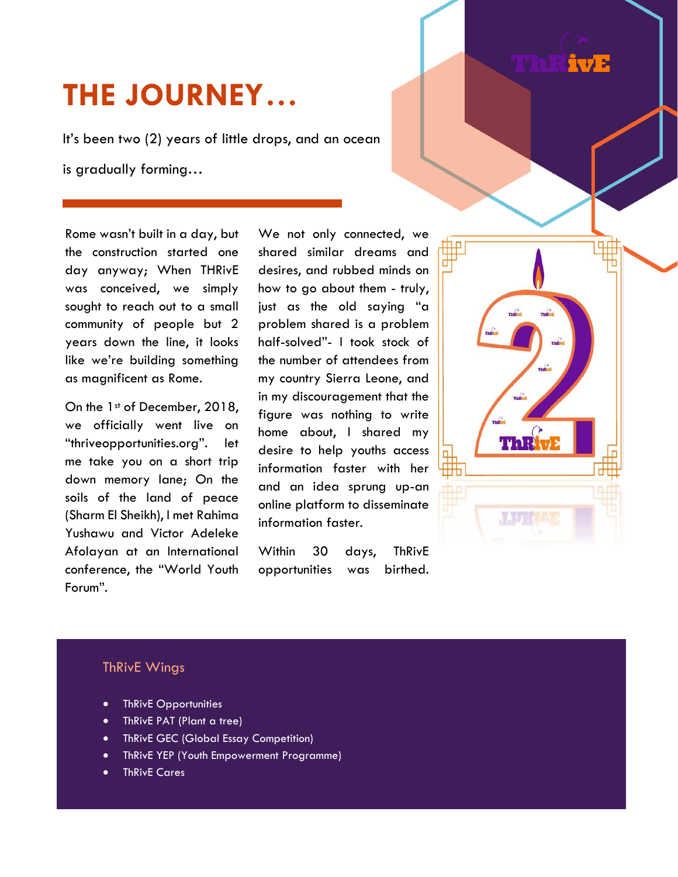# THE JOURNEY…

It's been two (2) years of little drops, and an ocean is gradually forming…

Rome wasn't built in a day, but the construction started one day anyway; When THRivE was conceived, we simply sought to reach out to a small community of people but 2 years down the line, it looks like we're building something as magnificent as Rome.

On the 1st of December, 2018, we officially went live on "thriveopportunities.org". let me take you on a short trip down memory lane; On the soils of the land of peace (Sharm El Sheikh), I met Rahima Yushawu and Victor Adeleke Afolayan at an International conference, the "World Youth Forum".

We not only connected, we shared similar dreams and desires, and rubbed minds on how to go about them - truly, just as the old saying "a problem shared is a problem half-solved"- I took stock of the number of attendees from my country Sierra Leone, and in my discouragement that the figure was nothing to write home about, I shared my desire to help youths access information faster with her and an idea sprung up-an online platform to disseminate information faster.

Within 30 days, ThRivE opportunities was birthed.

## ThRivE Wings

- ThRivE Opportunities
- ThRivE PAT (Plant a tree)
- ThRivE GEC (Global Essay Competition)
- ThRivE YEP (Youth Empowerment Programme)
- ThRivE Cares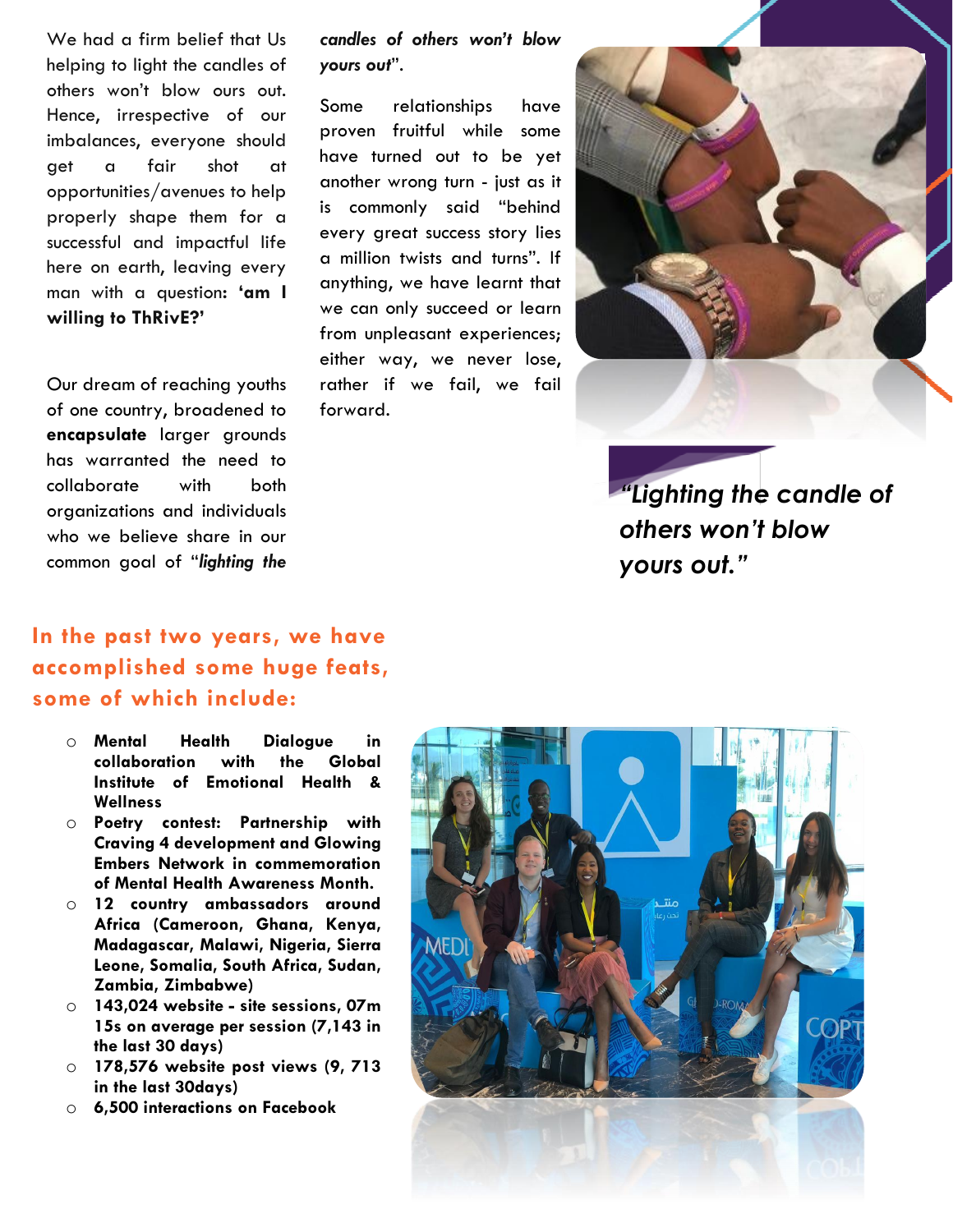We had a firm belief that Us helping to light the candles of others won't blow ours out. Hence, irrespective of our imbalances, everyone should get a fair shot at opportunities/avenues to help properly shape them for a successful and impactful life here on earth, leaving every man with a question: **'am I willing to ThRivE?'**

Our dream of reaching youths of one country, broadened to **encapsulate** larger grounds has warranted the need to collaborate with both organizations and individuals who we believe share in our common goal of "***lighting the candles of others won't blow yours out***".

Some relationships have proven fruitful while some have turned out to be yet another wrong turn - just as it is commonly said "behind every great success story lies a million twists and turns". If anything, we have learnt that we can only succeed or learn from unpleasant experiences; either way, we never lose, rather if we fail, we fail forward.

> ***"Lighting the candle of others won't blow yours out."***

## In the past two years, we have accomplished some huge feats, some of which include:

- **Mental Health Dialogue in collaboration with the Global Institute of Emotional Health & Wellness**
- **Poetry contest: Partnership with Craving 4 development and Glowing Embers Network in commemoration of Mental Health Awareness Month.**
- **12 country ambassadors around Africa (Cameroon, Ghana, Kenya, Madagascar, Malawi, Nigeria, Sierra Leone, Somalia, South Africa, Sudan, Zambia, Zimbabwe)**
- **143,024 website - site sessions, 07m 15s on average per session (7,143 in the last 30 days)**
- **178,576 website post views (9, 713 in the last 30days)**
- **6,500 interactions on Facebook**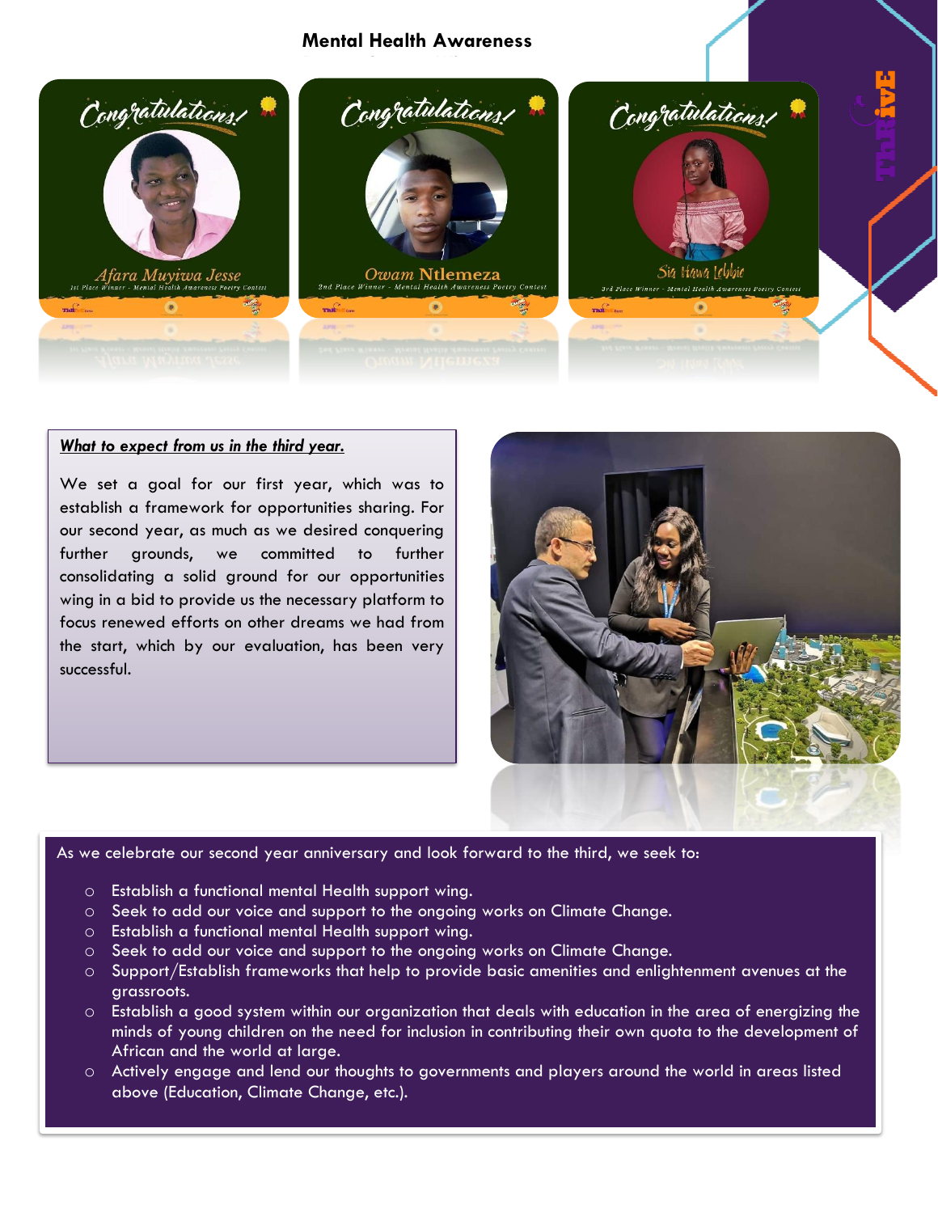## Mental Health Awareness

Congratulations!

Afara Muyiwa Jesse

1st Place Winner - Mental Health Awareness Poetry Contest

Congratulations!

Owam Ntlemeza

2nd Place Winner - Mental Health Awareness Poetry Contest

Congratulations!

Sia Hawa Lebbie

3rd Place Winner - Mental Health Awareness Poetry Contest

***What to expect from us in the third year.***

We set a goal for our first year, which was to establish a framework for opportunities sharing. For our second year, as much as we desired conquering further grounds, we committed to further consolidating a solid ground for our opportunities wing in a bid to provide us the necessary platform to focus renewed efforts on other dreams we had from the start, which by our evaluation, has been very successful.

As we celebrate our second year anniversary and look forward to the third, we seek to:

- Establish a functional mental Health support wing.
- Seek to add our voice and support to the ongoing works on Climate Change.
- Establish a functional mental Health support wing.
- Seek to add our voice and support to the ongoing works on Climate Change.
- Support/Establish frameworks that help to provide basic amenities and enlightenment avenues at the grassroots.
- Establish a good system within our organization that deals with education in the area of energizing the minds of young children on the need for inclusion in contributing their own quota to the development of African and the world at large.
- Actively engage and lend our thoughts to governments and players around the world in areas listed above (Education, Climate Change, etc.).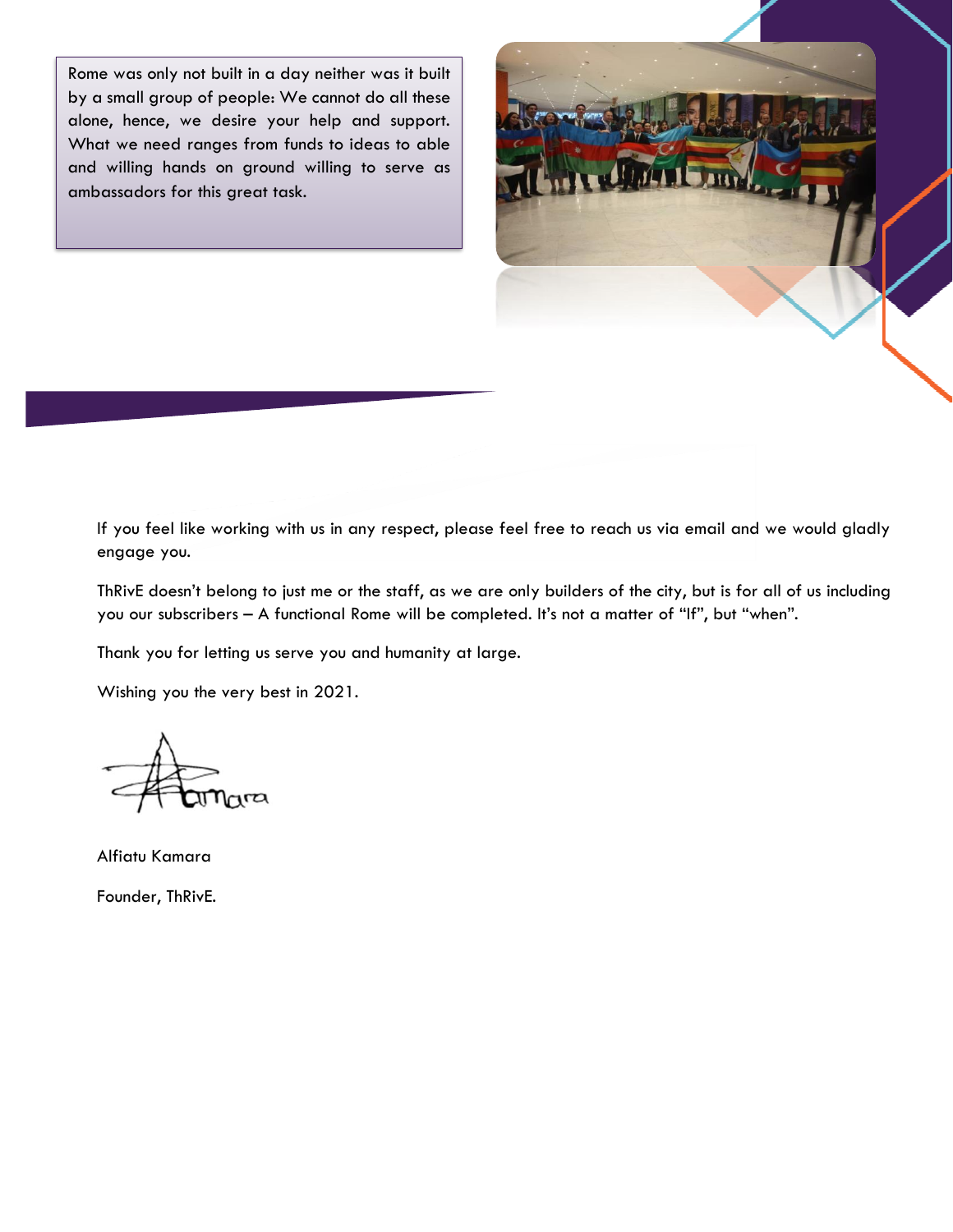Rome was only not built in a day neither was it built by a small group of people: We cannot do all these alone, hence, we desire your help and support. What we need ranges from funds to ideas to able and willing hands on ground willing to serve as ambassadors for this great task.

If you feel like working with us in any respect, please feel free to reach us via email and we would gladly engage you.

ThRivE doesn't belong to just me or the staff, as we are only builders of the city, but is for all of us including you our subscribers – A functional Rome will be completed. It's not a matter of "If", but "when".

Thank you for letting us serve you and humanity at large.

Wishing you the very best in 2021.

Alfiatu Kamara

Founder, ThRivE.